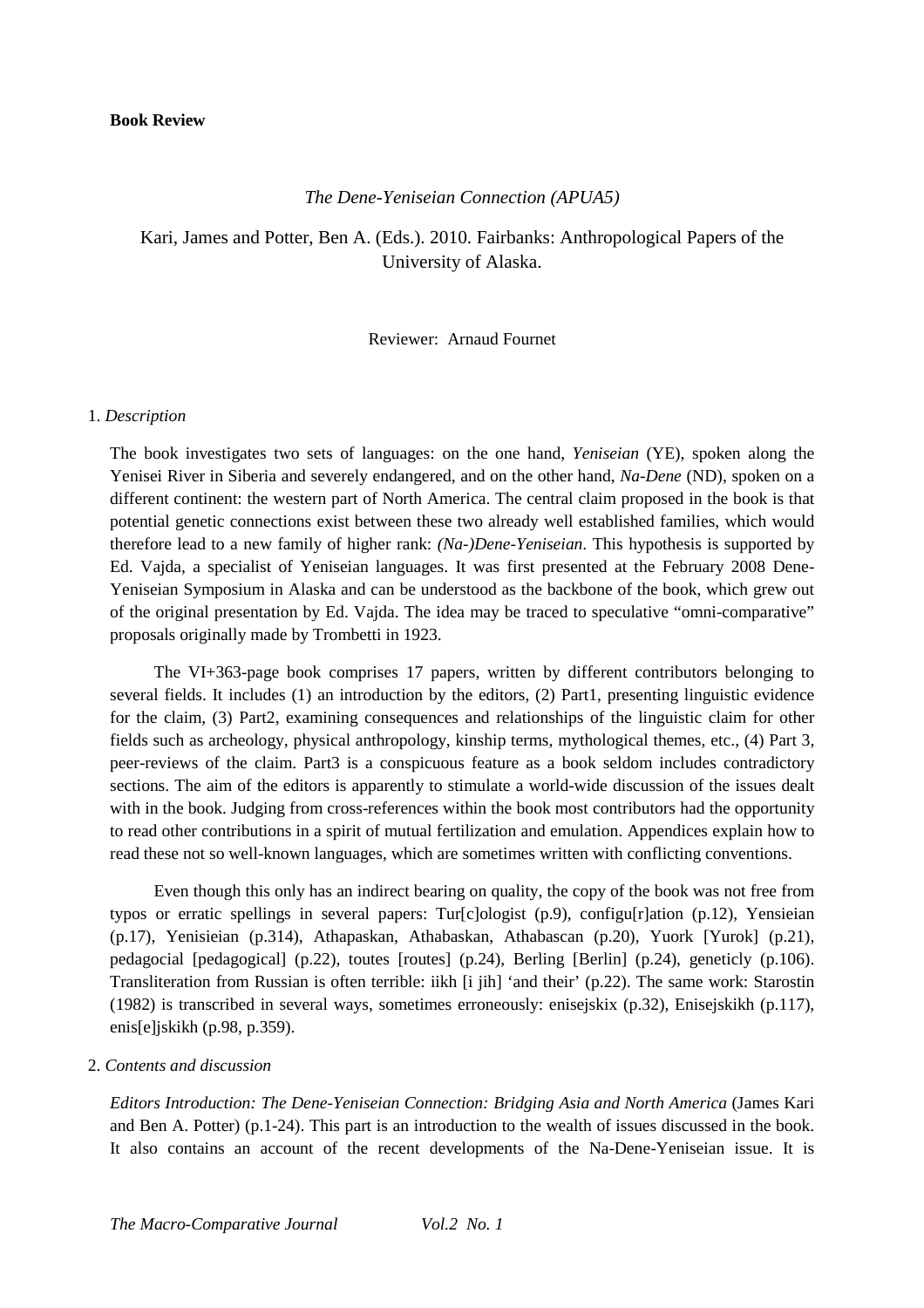**Book Review**

*The Dene-Yeniseian Connection (APUA5)*

Kari, James and Potter, Ben A. (Eds.). 2010. Fairbanks: Anthropological Papers of the University of Alaska.

Reviewer: Arnaud Fournet

1. *Description*

The book investigates two sets of languages: on the one hand, *Yeniseian* (YE), spoken along the Yenisei River in Siberia and severely endangered, and on the other hand, *Na-Dene* (ND), spoken on a different continent: the western part of North America. The central claim proposed in the book is that potential genetic connections exist between these two already well established families, which would therefore lead to a new family of higher rank: *(Na-)Dene-Yeniseian*. This hypothesis is supported by Ed. Vajda, a specialist of Yeniseian languages. It was first presented at the February 2008 Dene-Yeniseian Symposium in Alaska and can be understood as the backbone of the book, which grew out of the original presentation by Ed. Vajda. The idea may be traced to speculative "omni-comparative" proposals originally made by Trombetti in 1923.

The VI+363-page book comprises 17 papers, written by different contributors belonging to several fields. It includes (1) an introduction by the editors, (2) Part1, presenting linguistic evidence for the claim, (3) Part2, examining consequences and relationships of the linguistic claim for other fields such as archeology, physical anthropology, kinship terms, mythological themes, etc., (4) Part 3, peer-reviews of the claim. Part3 is a conspicuous feature as a book seldom includes contradictory sections. The aim of the editors is apparently to stimulate a world-wide discussion of the issues dealt with in the book. Judging from cross-references within the book most contributors had the opportunity to read other contributions in a spirit of mutual fertilization and emulation. Appendices explain how to read these not so well-known languages, which are sometimes written with conflicting conventions.

Even though this only has an indirect bearing on quality, the copy of the book was not free from typos or erratic spellings in several papers: Tur[c]ologist (p.9), configu[r]ation (p.12), Yensieian (p.17), Yenisieian (p.314), Athapaskan, Athabaskan, Athabascan (p.20), Yuork [Yurok] (p.21), pedagocial [pedagogical] (p.22), toutes [routes] (p.24), Berling [Berlin] (p.24), geneticly (p.106). Transliteration from Russian is often terrible: iikh [i jih] 'and their' (p.22). The same work: Starostin (1982) is transcribed in several ways, sometimes erroneously: enisejskix (p.32), Enisejskikh (p.117), enis[e]jskikh (p.98, p.359).

2. *Contents and discussion*

*Editors Introduction: The Dene-Yeniseian Connection: Bridging Asia and North America* (James Kari and Ben A. Potter) (p.1-24). This part is an introduction to the wealth of issues discussed in the book. It also contains an account of the recent developments of the Na-Dene-Yeniseian issue. It is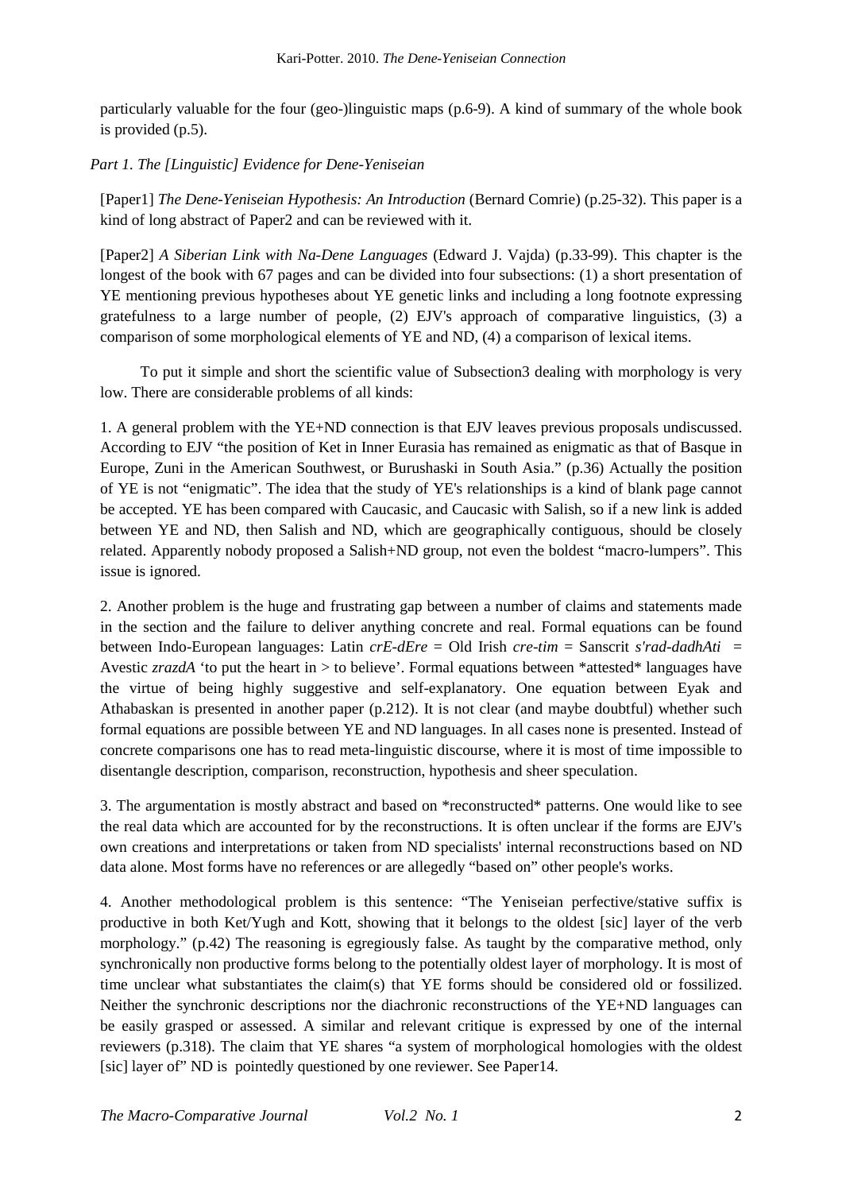particularly valuable for the four (geo-)linguistic maps (p.6-9). A kind of summary of the whole book is provided (p.5).

*Part 1. The [Linguistic] Evidence for Dene-Yeniseian*

[Paper1] *The Dene-Yeniseian Hypothesis: An Introduction* (Bernard Comrie) (p.25-32). This paper is a kind of long abstract of Paper2 and can be reviewed with it.

[Paper2] *A Siberian Link with Na-Dene Languages* (Edward J. Vajda) (p.33-99). This chapter is the longest of the book with 67 pages and can be divided into four subsections: (1) a short presentation of YE mentioning previous hypotheses about YE genetic links and including a long footnote expressing gratefulness to a large number of people, (2) EJV's approach of comparative linguistics, (3) a comparison of some morphological elements of YE and ND, (4) a comparison of lexical items.

To put it simple and short the scientific value of Subsection3 dealing with morphology is very low. There are considerable problems of all kinds:

1. A general problem with the YE+ND connection is that EJV leaves previous proposals undiscussed. According to EJV "the position of Ket in Inner Eurasia has remained as enigmatic as that of Basque in Europe, Zuni in the American Southwest, or Burushaski in South Asia." (p.36) Actually the position of YE is not "enigmatic". The idea that the study of YE's relationships is a kind of blank page cannot be accepted. YE has been compared with Caucasic, and Caucasic with Salish, so if a new link is added between YE and ND, then Salish and ND, which are geographically contiguous, should be closely related. Apparently nobody proposed a Salish+ND group, not even the boldest "macro-lumpers". This issue is ignored.

2. Another problem is the huge and frustrating gap between a number of claims and statements made in the section and the failure to deliver anything concrete and real. Formal equations can be found between Indo-European languages: Latin *crE-dEre* = Old Irish *cre-tim* = Sanskrit *s'rad-dadhAti* = Avestic *zrazdA* 'to put the heart in > to believe'. Formal equations between *attested* languages have the virtue of being highly suggestive and self-explanatory. One equation between Eyak and Athabaskan is presented in another paper (p.212). It is not clear (and maybe doubtful) whether such formal equations are possible between YE and ND languages. In all cases none is presented. Instead of concrete comparisons one has to read meta-linguistic discourse, where it is most of time impossible to disentangle description, comparison, reconstruction, hypothesis and sheer speculation.

3. The argumentation is mostly abstract and based on *reconstructed* patterns. One would like to see the real data which are accounted for by the reconstructions. It is often unclear if the forms are EJV's own creations and interpretations or taken from ND specialists' internal reconstructions based on ND data alone. Most forms have no references or are allegedly "based on" other people's works.

4. Another methodological problem is this sentence: "The Yeniseian perfective/stative suffix is productive in both Ket/Yugh and Kott, showing that it belongs to the oldest [sic] layer of the verb morphology." (p.42) The reasoning is egregiously false. As taught by the comparative method, only synchronically non productive forms belong to the potentially oldest layer of morphology. It is most of time unclear what substantiates the claim(s) that YE forms should be considered old or fossilized. Neither the synchronic descriptions nor the diachronic reconstructions of the YE+ND languages can be easily grasped or assessed. A similar and relevant critique is expressed by one of the internal reviewers (p.318). The claim that YE shares "a system of morphological homologies with the oldest [sic] layer of" ND is pointedly questioned by one reviewer. See Paper14.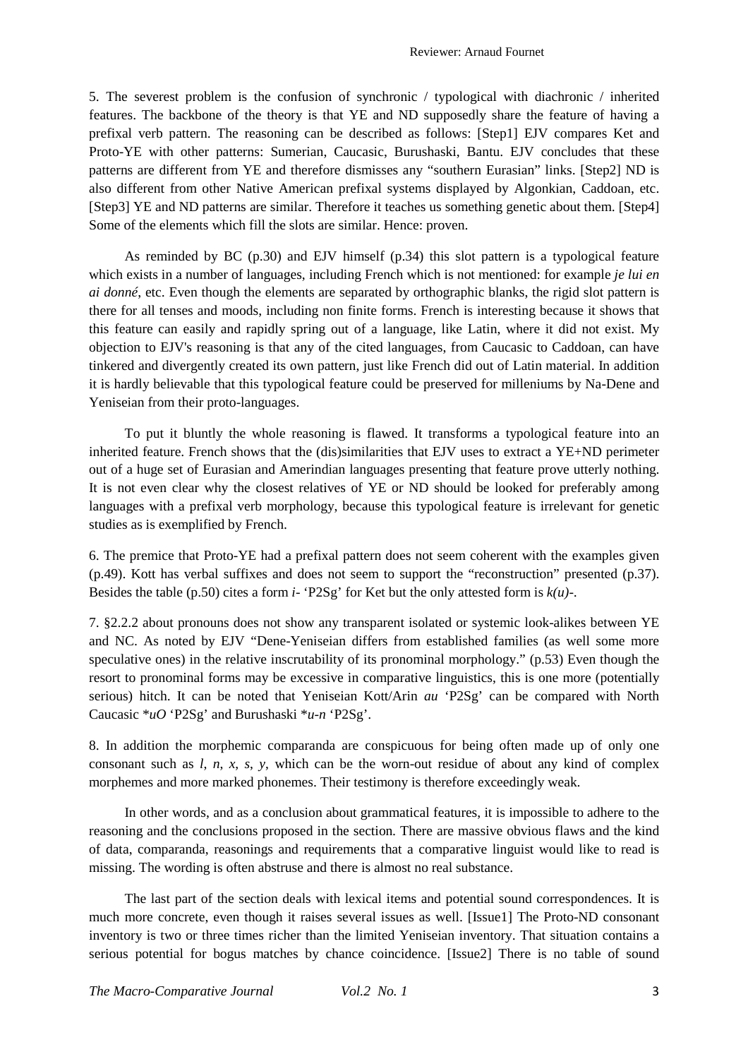5. The severest problem is the confusion of synchronic / typological with diachronic / inherited features. The backbone of the theory is that YE and ND supposedly share the feature of having a prefixal verb pattern. The reasoning can be described as follows: [Step1] EJV compares Ket and Proto-YE with other patterns: Sumerian, Caucasic, Burushaski, Bantu. EJV concludes that these patterns are different from YE and therefore dismisses any "southern Eurasian" links. [Step2] ND is also different from other Native American prefixal systems displayed by Algonkian, Caddoan, etc. [Step3] YE and ND patterns are similar. Therefore it teaches us something genetic about them. [Step4] Some of the elements which fill the slots are similar. Hence: proven.

As reminded by BC (p.30) and EJV himself (p.34) this slot pattern is a typological feature which exists in a number of languages, including French which is not mentioned: for example *je lui en ai donné*, etc. Even though the elements are separated by orthographic blanks, the rigid slot pattern is there for all tenses and moods, including non finite forms. French is interesting because it shows that this feature can easily and rapidly spring out of a language, like Latin, where it did not exist. My objection to EJV's reasoning is that any of the cited languages, from Caucasic to Caddoan, can have tinkered and divergently created its own pattern, just like French did out of Latin material. In addition it is hardly believable that this typological feature could be preserved for milleniums by Na-Dene and Yeniseian from their proto-languages.

To put it bluntly the whole reasoning is flawed. It transforms a typological feature into an inherited feature. French shows that the (dis)similarities that EJV uses to extract a YE+ND perimeter out of a huge set of Eurasian and Amerindian languages presenting that feature prove utterly nothing. It is not even clear why the closest relatives of YE or ND should be looked for preferably among languages with a prefixal verb morphology, because this typological feature is irrelevant for genetic studies as is exemplified by French.

6. The premice that Proto-YE had a prefixal pattern does not seem coherent with the examples given (p.49). Kott has verbal suffixes and does not seem to support the "reconstruction" presented (p.37). Besides the table (p.50) cites a form *i-* 'P2Sg' for Ket but the only attested form is *k(u)-*.

7. §2.2.2 about pronouns does not show any transparent isolated or systemic look-alikes between YE and NC. As noted by EJV "Dene-Yeniseian differs from established families (as well some more speculative ones) in the relative inscrutability of its pronominal morphology." (p.53) Even though the resort to pronominal forms may be excessive in comparative linguistics, this is one more (potentially serious) hitch. It can be noted that Yeniseian Kott/Arin *au* 'P2Sg' can be compared with North Caucasic \**uO* 'P2Sg' and Burushaski \**u-n* 'P2Sg'.

8. In addition the morphemic comparanda are conspicuous for being often made up of only one consonant such as *l*, *n*, *x*, *s*, *y*, which can be the worn-out residue of about any kind of complex morphemes and more marked phonemes. Their testimony is therefore exceedingly weak.

In other words, and as a conclusion about grammatical features, it is impossible to adhere to the reasoning and the conclusions proposed in the section. There are massive obvious flaws and the kind of data, comparanda, reasonings and requirements that a comparative linguist would like to read is missing. The wording is often abstruse and there is almost no real substance.

The last part of the section deals with lexical items and potential sound correspondences. It is much more concrete, even though it raises several issues as well. [Issue1] The Proto-ND consonant inventory is two or three times richer than the limited Yeniseian inventory. That situation contains a serious potential for bogus matches by chance coincidence. [Issue2] There is no table of sound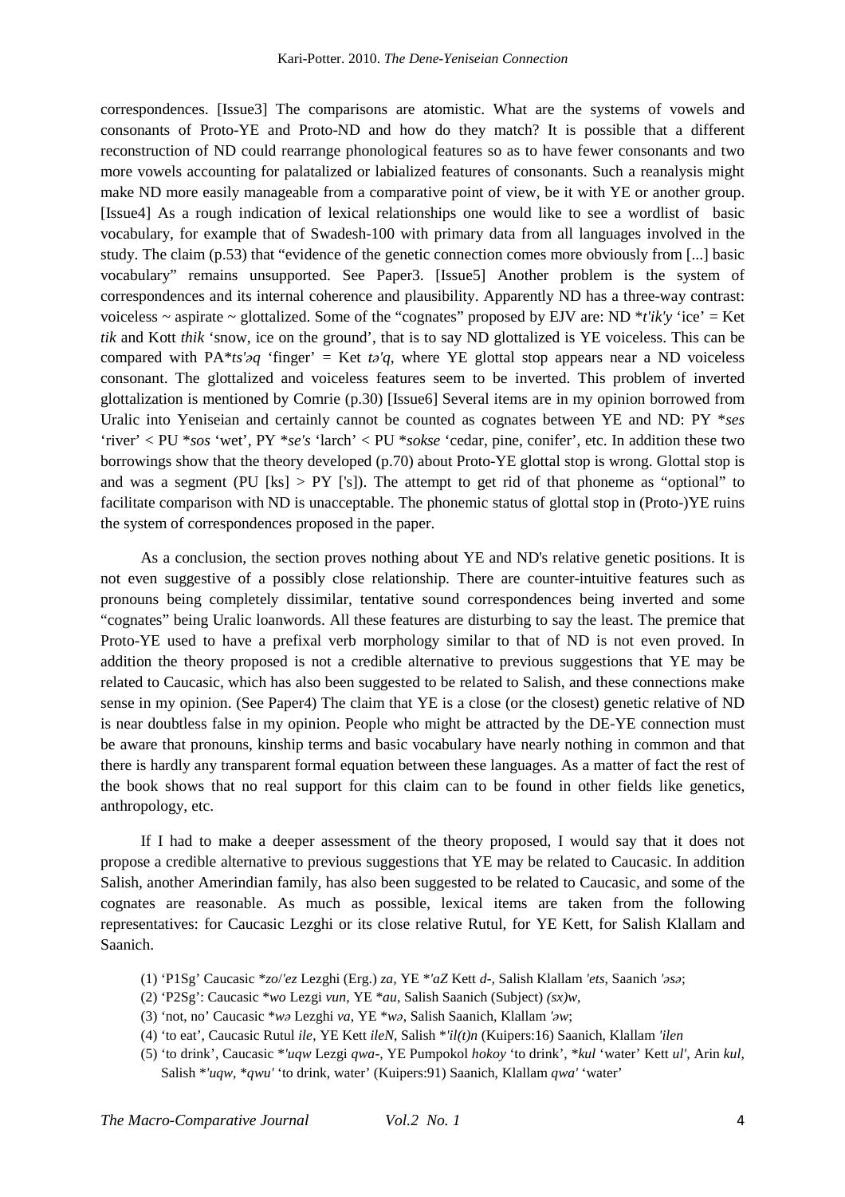correspondences. [Issue3] The comparisons are atomistic. What are the systems of vowels and consonants of Proto-YE and Proto-ND and how do they match? It is possible that a different reconstruction of ND could rearrange phonological features so as to have fewer consonants and two more vowels accounting for palatalized or labialized features of consonants. Such a reanalysis might make ND more easily manageable from a comparative point of view, be it with YE or another group. [Issue4] As a rough indication of lexical relationships one would like to see a wordlist of basic vocabulary, for example that of Swadesh-100 with primary data from all languages involved in the study. The claim (p.53) that "evidence of the genetic connection comes more obviously from [...] basic vocabulary" remains unsupported. See Paper3. [Issue5] Another problem is the system of correspondences and its internal coherence and plausibility. Apparently ND has a three-way contrast: voiceless ~ aspirate ~ glottalized. Some of the "cognates" proposed by EJV are: ND **t'ik'y* 'ice' = Ket *tik* and Kott *thik* 'snow, ice on the ground', that is to say ND glottalized is YE voiceless. This can be compared with PA**ts'əq* 'finger' = Ket *tə'q*, where YE glottal stop appears near a ND voiceless consonant. The glottalized and voiceless features seem to be inverted. This problem of inverted glottalization is mentioned by Comrie (p.30) [Issue6] Several items are in my opinion borrowed from Uralic into Yeniseian and certainly cannot be counted as cognates between YE and ND: PY **ses* 'river' < PU **sos* 'wet', PY **se's* 'larch' < PU **sokse* 'cedar, pine, conifer', etc. In addition these two borrowings show that the theory developed (p.70) about Proto-YE glottal stop is wrong. Glottal stop is and was a segment (PU [ks] > PY ['s]). The attempt to get rid of that phoneme as "optional" to facilitate comparison with ND is unacceptable. The phonemic status of glottal stop in (Proto-)YE ruins the system of correspondences proposed in the paper.

As a conclusion, the section proves nothing about YE and ND's relative genetic positions. It is not even suggestive of a possibly close relationship. There are counter-intuitive features such as pronouns being completely dissimilar, tentative sound correspondences being inverted and some "cognates" being Uralic loanwords. All these features are disturbing to say the least. The premice that Proto-YE used to have a prefixal verb morphology similar to that of ND is not even proved. In addition the theory proposed is not a credible alternative to previous suggestions that YE may be related to Caucasic, which has also been suggested to be related to Salish, and these connections make sense in my opinion. (See Paper4) The claim that YE is a close (or the closest) genetic relative of ND is near doubtless false in my opinion. People who might be attracted by the DE-YE connection must be aware that pronouns, kinship terms and basic vocabulary have nearly nothing in common and that there is hardly any transparent formal equation between these languages. As a matter of fact the rest of the book shows that no real support for this claim can to be found in other fields like genetics, anthropology, etc.

If I had to make a deeper assessment of the theory proposed, I would say that it does not propose a credible alternative to previous suggestions that YE may be related to Caucasic. In addition Salish, another Amerindian family, has also been suggested to be related to Caucasic, and some of the cognates are reasonable. As much as possible, lexical items are taken from the following representatives: for Caucasic Lezghi or its close relative Rutul, for YE Kett, for Salish Klallam and Saanich.

(1) 'P1Sg' Caucasic **zo/'ez* Lezghi (Erg.) *za*, YE **'aZ* Kett *d-*, Salish Klallam *'ets*, Saanich *'əsə*;
(2) 'P2Sg': Caucasic **wo* Lezgi *vun*, YE **au*, Salish Saanich (Subject) *(sx)w*,
(3) 'not, no' Caucasic **wə* Lezghi *va*, YE **wə*, Salish Saanich, Klallam *'əw*;
(4) 'to eat', Caucasic Rutul *ile*, YE Kett *ileN*, Salish **'il(t)n* (Kuipers:16) Saanich, Klallam *'ilen*
(5) 'to drink', Caucasic **'uqw* Lezgi *qwa-*, YE Pumpokol *hokoy* 'to drink', **kul* 'water' Kett *ul'*, Arin *kul*, Salish **'uqw*, **qwu'* 'to drink, water' (Kuipers:91) Saanich, Klallam *qwa'* 'water'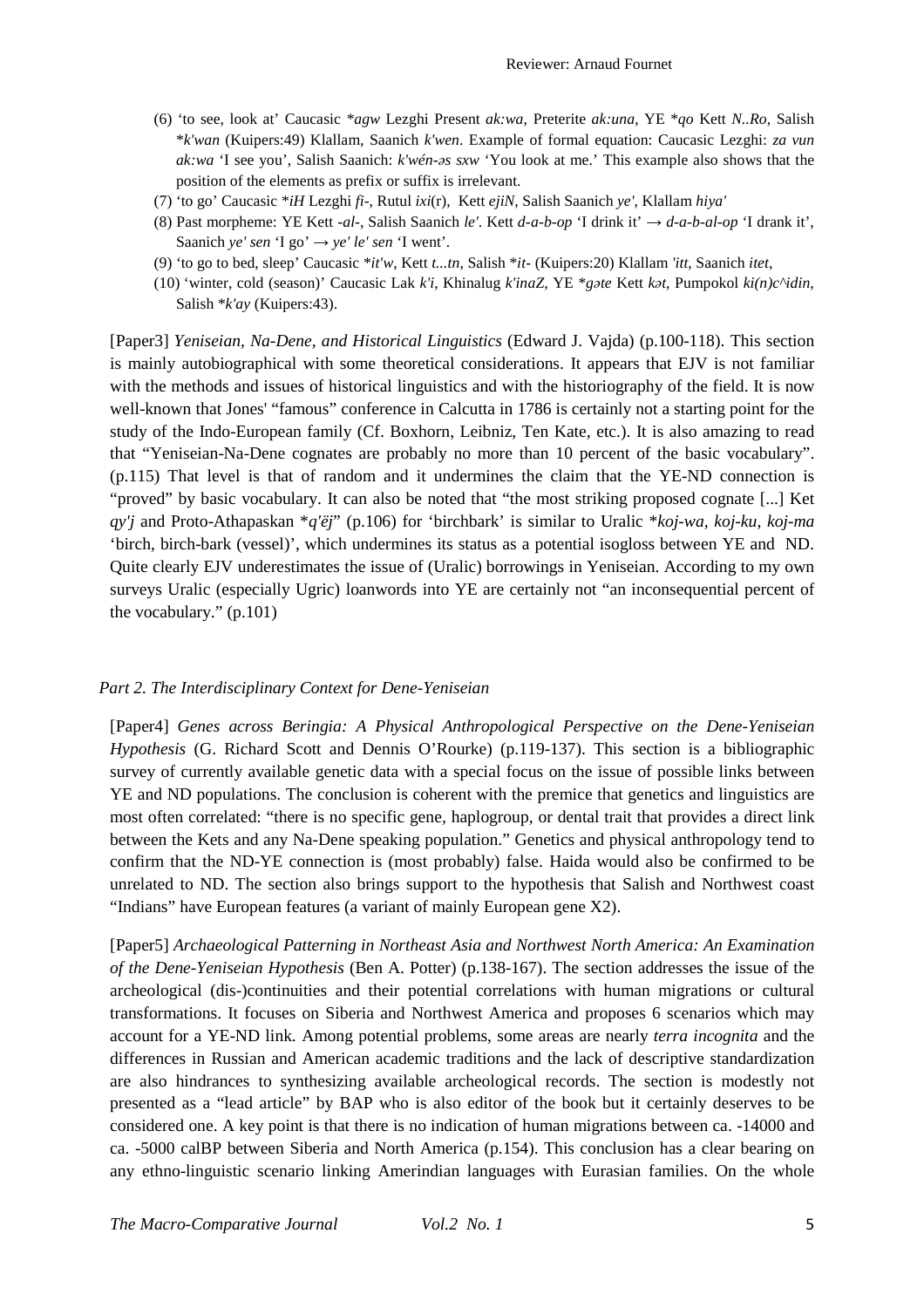(6) 'to see, look at' Caucasic **agw* Lezghi Present *ak:wa*, Preterite *ak:una*, YE **qo* Kett *N..Ro*, Salish **k'wan* (Kuipers:49) Klallam, Saanich *k'wen*. Example of formal equation: Caucasic Lezghi: *za vun ak:wa* 'I see you', Salish Saanich: *k'wén-əs sxw* 'You look at me.' This example also shows that the position of the elements as prefix or suffix is irrelevant.

(7) 'to go' Caucasic **iH* Lezghi *fi-*, Rutul *ixi*(r), Kett *ejiN*, Salish Saanich *ye'*, Klallam *hiya'*

(8) Past morpheme: YE Kett *-al-*, Salish Saanich *le'*. Kett *d-a-b-op* 'I drink it' → *d-a-b-al-op* 'I drank it', Saanich *ye' sen* 'I go' → *ye' le' sen* 'I went'.

(9) 'to go to bed, sleep' Caucasic **it'w*, Kett *t...tn*, Salish **it-* (Kuipers:20) Klallam *'itt*, Saanich *itet*,

(10) 'winter, cold (season)' Caucasic Lak *k'i*, Khinalug *k'inaZ*, YE **gəte* Kett *kət*, Pumpokol *ki(n)c^idin*, Salish **k'ay* (Kuipers:43).

[Paper3] *Yeniseian, Na-Dene, and Historical Linguistics* (Edward J. Vajda) (p.100-118). This section is mainly autobiographical with some theoretical considerations. It appears that EJV is not familiar with the methods and issues of historical linguistics and with the historiography of the field. It is now well-known that Jones' "famous" conference in Calcutta in 1786 is certainly not a starting point for the study of the Indo-European family (Cf. Boxhorn, Leibniz, Ten Kate, etc.). It is also amazing to read that "Yeniseian-Na-Dene cognates are probably no more than 10 percent of the basic vocabulary". (p.115) That level is that of random and it undermines the claim that the YE-ND connection is "proved" by basic vocabulary. It can also be noted that "the most striking proposed cognate [...] Ket *qy'j* and Proto-Athapaskan **q'ëj*" (p.106) for 'birchbark' is similar to Uralic **koj-wa, koj-ku, koj-ma* 'birch, birch-bark (vessel)', which undermines its status as a potential isogloss between YE and ND. Quite clearly EJV underestimates the issue of (Uralic) borrowings in Yeniseian. According to my own surveys Uralic (especially Ugric) loanwords into YE are certainly not "an inconsequential percent of the vocabulary." (p.101)

*Part 2. The Interdisciplinary Context for Dene-Yeniseian*

[Paper4] *Genes across Beringia: A Physical Anthropological Perspective on the Dene-Yeniseian Hypothesis* (G. Richard Scott and Dennis O'Rourke) (p.119-137). This section is a bibliographic survey of currently available genetic data with a special focus on the issue of possible links between YE and ND populations. The conclusion is coherent with the premice that genetics and linguistics are most often correlated: "there is no specific gene, haplogroup, or dental trait that provides a direct link between the Kets and any Na-Dene speaking population." Genetics and physical anthropology tend to confirm that the ND-YE connection is (most probably) false. Haida would also be confirmed to be unrelated to ND. The section also brings support to the hypothesis that Salish and Northwest coast "Indians" have European features (a variant of mainly European gene X2).

[Paper5] *Archaeological Patterning in Northeast Asia and Northwest North America: An Examination of the Dene-Yeniseian Hypothesis* (Ben A. Potter) (p.138-167). The section addresses the issue of the archeological (dis-)continuities and their potential correlations with human migrations or cultural transformations. It focuses on Siberia and Northwest America and proposes 6 scenarios which may account for a YE-ND link. Among potential problems, some areas are nearly *terra incognita* and the differences in Russian and American academic traditions and the lack of descriptive standardization are also hindrances to synthesizing available archeological records. The section is modestly not presented as a "lead article" by BAP who is also editor of the book but it certainly deserves to be considered one. A key point is that there is no indication of human migrations between ca. -14000 and ca. -5000 calBP between Siberia and North America (p.154). This conclusion has a clear bearing on any ethno-linguistic scenario linking Amerindian languages with Eurasian families. On the whole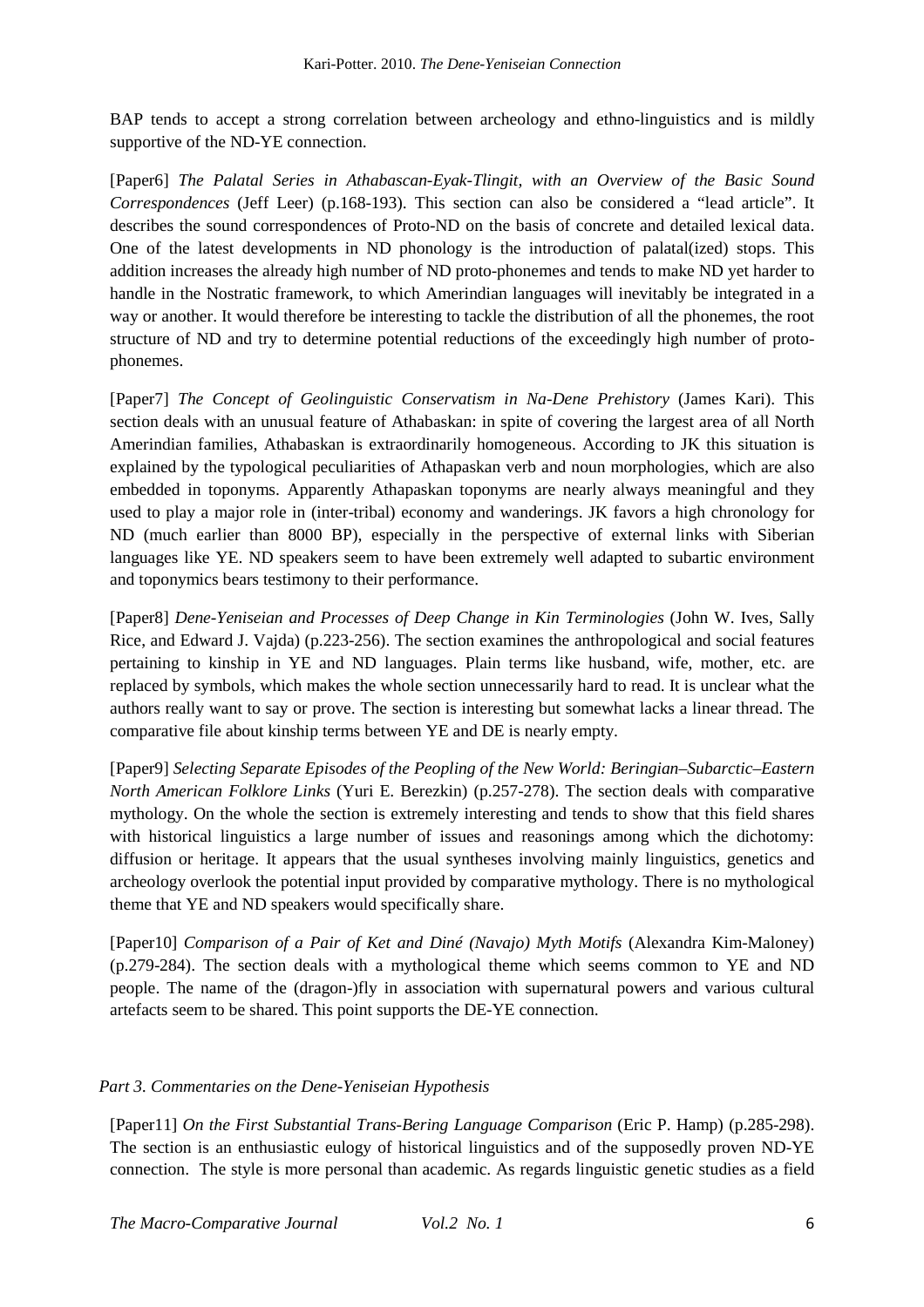BAP tends to accept a strong correlation between archeology and ethno-linguistics and is mildly supportive of the ND-YE connection.

[Paper6] *The Palatal Series in Athabascan-Eyak-Tlingit, with an Overview of the Basic Sound Correspondences* (Jeff Leer) (p.168-193). This section can also be considered a "lead article". It describes the sound correspondences of Proto-ND on the basis of concrete and detailed lexical data. One of the latest developments in ND phonology is the introduction of palatal(ized) stops. This addition increases the already high number of ND proto-phonemes and tends to make ND yet harder to handle in the Nostratic framework, to which Amerindian languages will inevitably be integrated in a way or another. It would therefore be interesting to tackle the distribution of all the phonemes, the root structure of ND and try to determine potential reductions of the exceedingly high number of proto-phonemes.

[Paper7] *The Concept of Geolinguistic Conservatism in Na-Dene Prehistory* (James Kari). This section deals with an unusual feature of Athabaskan: in spite of covering the largest area of all North Amerindian families, Athabaskan is extraordinarily homogeneous. According to JK this situation is explained by the typological peculiarities of Athapaskan verb and noun morphologies, which are also embedded in toponyms. Apparently Athapaskan toponyms are nearly always meaningful and they used to play a major role in (inter-tribal) economy and wanderings. JK favors a high chronology for ND (much earlier than 8000 BP), especially in the perspective of external links with Siberian languages like YE. ND speakers seem to have been extremely well adapted to subartic environment and toponymics bears testimony to their performance.

[Paper8] *Dene-Yeniseian and Processes of Deep Change in Kin Terminologies* (John W. Ives, Sally Rice, and Edward J. Vajda) (p.223-256). The section examines the anthropological and social features pertaining to kinship in YE and ND languages. Plain terms like husband, wife, mother, etc. are replaced by symbols, which makes the whole section unnecessarily hard to read. It is unclear what the authors really want to say or prove. The section is interesting but somewhat lacks a linear thread. The comparative file about kinship terms between YE and DE is nearly empty.

[Paper9] *Selecting Separate Episodes of the Peopling of the New World: Beringian–Subarctic–Eastern North American Folklore Links* (Yuri E. Berezkin) (p.257-278). The section deals with comparative mythology. On the whole the section is extremely interesting and tends to show that this field shares with historical linguistics a large number of issues and reasonings among which the dichotomy: diffusion or heritage. It appears that the usual syntheses involving mainly linguistics, genetics and archeology overlook the potential input provided by comparative mythology. There is no mythological theme that YE and ND speakers would specifically share.

[Paper10] *Comparison of a Pair of Ket and Diné (Navajo) Myth Motifs* (Alexandra Kim-Maloney) (p.279-284). The section deals with a mythological theme which seems common to YE and ND people. The name of the (dragon-)fly in association with supernatural powers and various cultural artefacts seem to be shared. This point supports the DE-YE connection.

### *Part 3. Commentaries on the Dene-Yeniseian Hypothesis*

[Paper11] *On the First Substantial Trans-Bering Language Comparison* (Eric P. Hamp) (p.285-298). The section is an enthusiastic eulogy of historical linguistics and of the supposedly proven ND-YE connection. The style is more personal than academic. As regards linguistic genetic studies as a field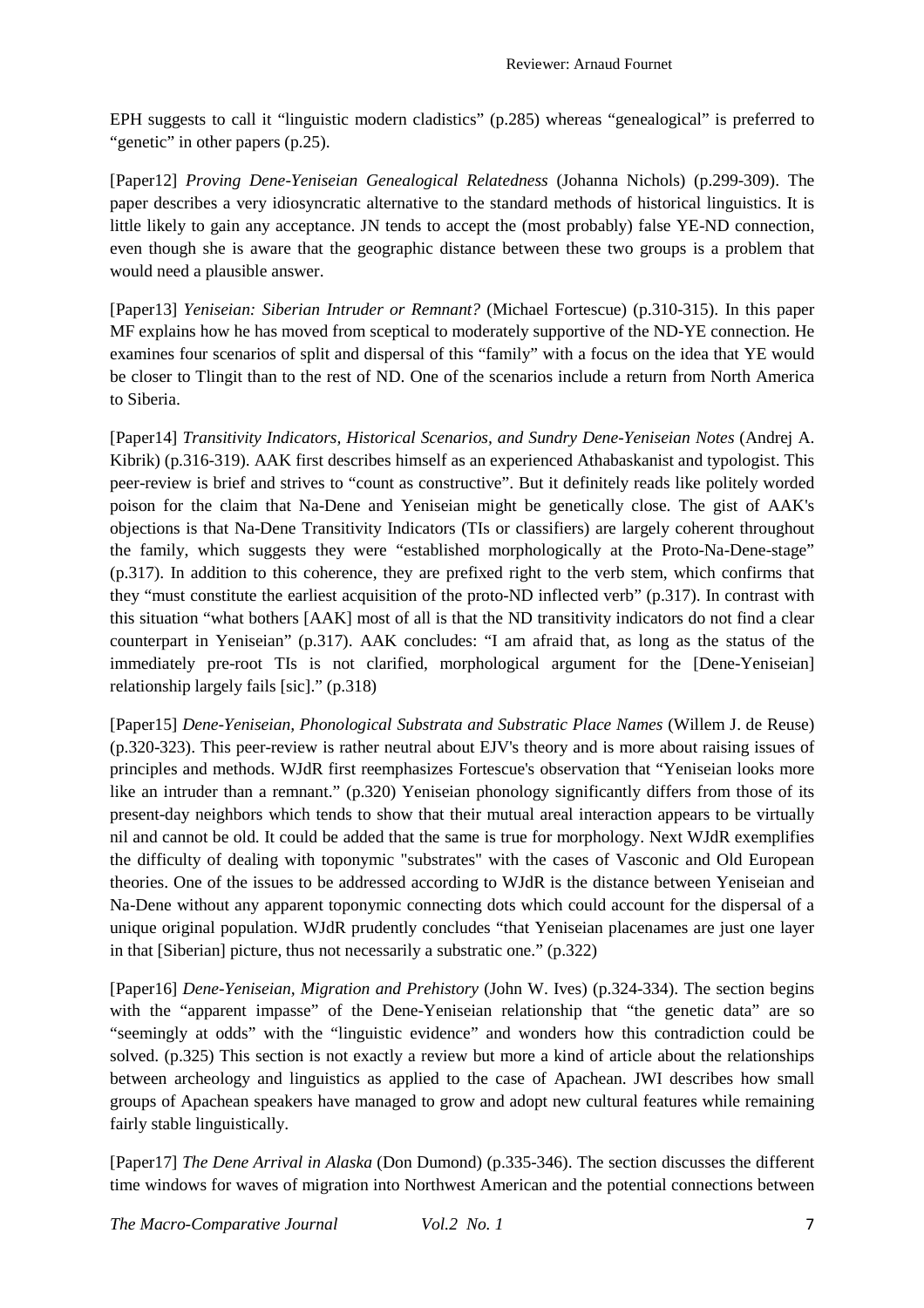EPH suggests to call it "linguistic modern cladistics" (p.285) whereas "genealogical" is preferred to "genetic" in other papers (p.25).

[Paper12] *Proving Dene-Yeniseian Genealogical Relatedness* (Johanna Nichols) (p.299-309). The paper describes a very idiosyncratic alternative to the standard methods of historical linguistics. It is little likely to gain any acceptance. JN tends to accept the (most probably) false YE-ND connection, even though she is aware that the geographic distance between these two groups is a problem that would need a plausible answer.

[Paper13] *Yeniseian: Siberian Intruder or Remnant?* (Michael Fortescue) (p.310-315). In this paper MF explains how he has moved from sceptical to moderately supportive of the ND-YE connection. He examines four scenarios of split and dispersal of this "family" with a focus on the idea that YE would be closer to Tlingit than to the rest of ND. One of the scenarios include a return from North America to Siberia.

[Paper14] *Transitivity Indicators, Historical Scenarios, and Sundry Dene-Yeniseian Notes* (Andrej A. Kibrik) (p.316-319). AAK first describes himself as an experienced Athabaskanist and typologist. This peer-review is brief and strives to "count as constructive". But it definitely reads like politely worded poison for the claim that Na-Dene and Yeniseian might be genetically close. The gist of AAK's objections is that Na-Dene Transitivity Indicators (TIs or classifiers) are largely coherent throughout the family, which suggests they were "established morphologically at the Proto-Na-Dene-stage" (p.317). In addition to this coherence, they are prefixed right to the verb stem, which confirms that they "must constitute the earliest acquisition of the proto-ND inflected verb" (p.317). In contrast with this situation "what bothers [AAK] most of all is that the ND transitivity indicators do not find a clear counterpart in Yeniseian" (p.317). AAK concludes: "I am afraid that, as long as the status of the immediately pre-root TIs is not clarified, morphological argument for the [Dene-Yeniseian] relationship largely fails [sic]." (p.318)

[Paper15] *Dene-Yeniseian, Phonological Substrata and Substratic Place Names* (Willem J. de Reuse) (p.320-323). This peer-review is rather neutral about EJV's theory and is more about raising issues of principles and methods. WJdR first reemphasizes Fortescue's observation that "Yeniseian looks more like an intruder than a remnant." (p.320) Yeniseian phonology significantly differs from those of its present-day neighbors which tends to show that their mutual areal interaction appears to be virtually nil and cannot be old. It could be added that the same is true for morphology. Next WJdR exemplifies the difficulty of dealing with toponymic "substrates" with the cases of Vasconic and Old European theories. One of the issues to be addressed according to WJdR is the distance between Yeniseian and Na-Dene without any apparent toponymic connecting dots which could account for the dispersal of a unique original population. WJdR prudently concludes "that Yeniseian placenames are just one layer in that [Siberian] picture, thus not necessarily a substratic one." (p.322)

[Paper16] *Dene-Yeniseian, Migration and Prehistory* (John W. Ives) (p.324-334). The section begins with the "apparent impasse" of the Dene-Yeniseian relationship that "the genetic data" are so "seemingly at odds" with the "linguistic evidence" and wonders how this contradiction could be solved. (p.325) This section is not exactly a review but more a kind of article about the relationships between archeology and linguistics as applied to the case of Apachean. JWI describes how small groups of Apachean speakers have managed to grow and adopt new cultural features while remaining fairly stable linguistically.

[Paper17] *The Dene Arrival in Alaska* (Don Dumond) (p.335-346). The section discusses the different time windows for waves of migration into Northwest American and the potential connections between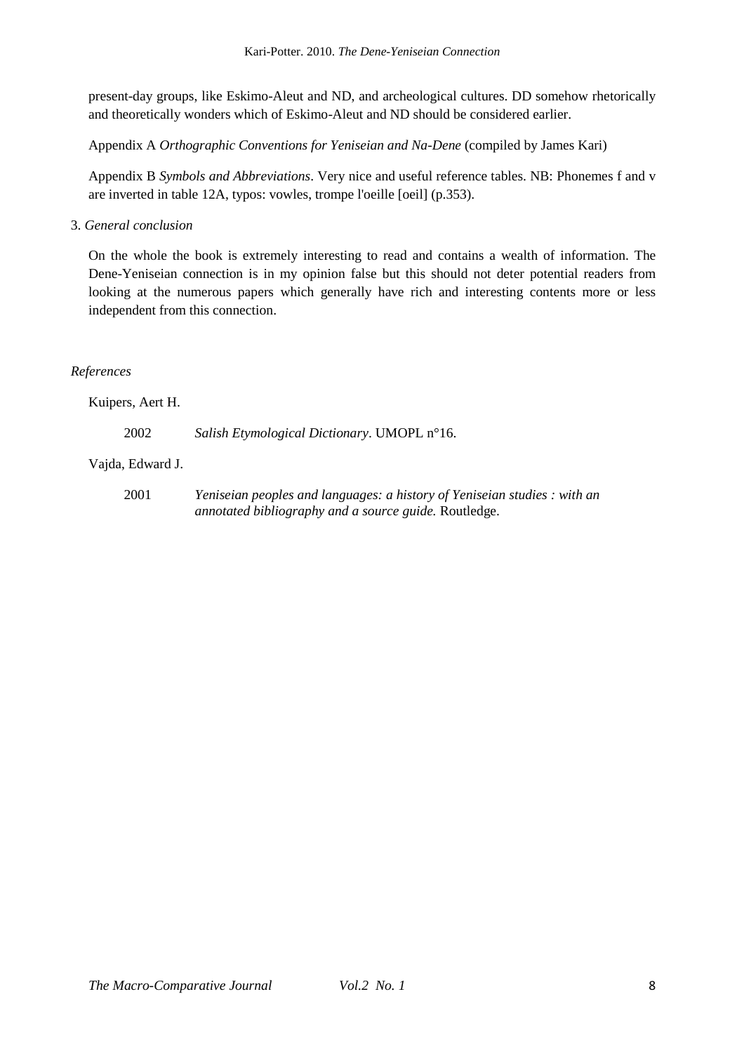present-day groups, like Eskimo-Aleut and ND, and archeological cultures. DD somehow rhetorically and theoretically wonders which of Eskimo-Aleut and ND should be considered earlier.

Appendix A *Orthographic Conventions for Yeniseian and Na-Dene* (compiled by James Kari)

Appendix B *Symbols and Abbreviations*. Very nice and useful reference tables. NB: Phonemes f and v are inverted in table 12A, typos: vowles, trompe l'oeille [oeil] (p.353).

3. *General conclusion*

On the whole the book is extremely interesting to read and contains a wealth of information. The Dene-Yeniseian connection is in my opinion false but this should not deter potential readers from looking at the numerous papers which generally have rich and interesting contents more or less independent from this connection.

*References*

Kuipers, Aert H.

2002 *Salish Etymological Dictionary*. UMOPL n°16.

Vajda, Edward J.

2001 *Yeniseian peoples and languages: a history of Yeniseian studies : with an annotated bibliography and a source guide.* Routledge.